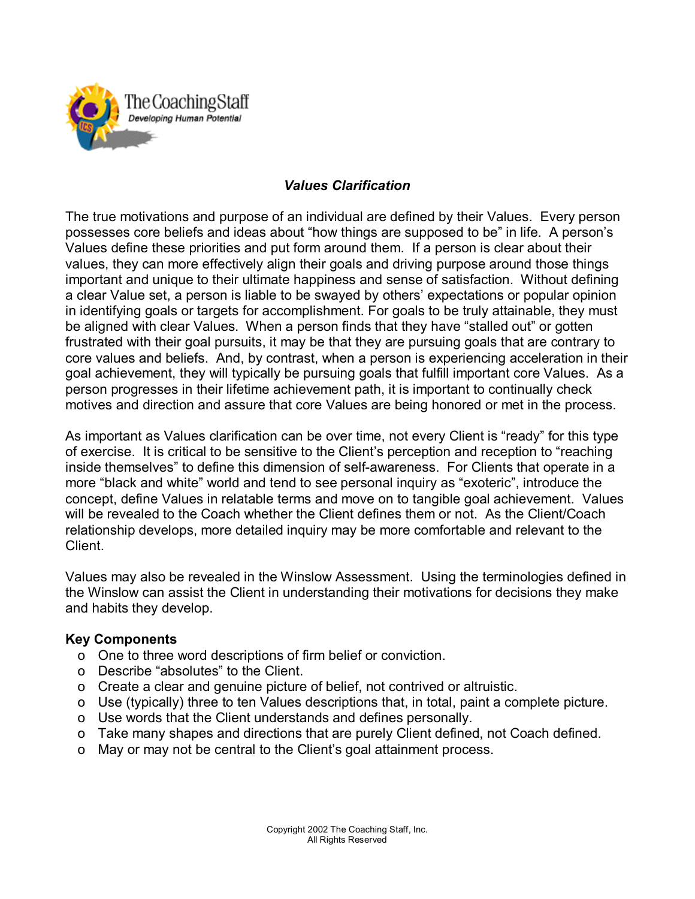The Coaching Staff
*Developing Human Potential*

## *Values Clarification*

The true motivations and purpose of an individual are defined by their Values. Every person possesses core beliefs and ideas about "how things are supposed to be" in life. A person's Values define these priorities and put form around them. If a person is clear about their values, they can more effectively align their goals and driving purpose around those things important and unique to their ultimate happiness and sense of satisfaction. Without defining a clear Value set, a person is liable to be swayed by others' expectations or popular opinion in identifying goals or targets for accomplishment. For goals to be truly attainable, they must be aligned with clear Values. When a person finds that they have "stalled out" or gotten frustrated with their goal pursuits, it may be that they are pursuing goals that are contrary to core values and beliefs. And, by contrast, when a person is experiencing acceleration in their goal achievement, they will typically be pursuing goals that fulfill important core Values. As a person progresses in their lifetime achievement path, it is important to continually check motives and direction and assure that core Values are being honored or met in the process.

As important as Values clarification can be over time, not every Client is "ready" for this type of exercise. It is critical to be sensitive to the Client's perception and reception to "reaching inside themselves" to define this dimension of self-awareness. For Clients that operate in a more "black and white" world and tend to see personal inquiry as "exoteric", introduce the concept, define Values in relatable terms and move on to tangible goal achievement. Values will be revealed to the Coach whether the Client defines them or not. As the Client/Coach relationship develops, more detailed inquiry may be more comfortable and relevant to the Client.

Values may also be revealed in the Winslow Assessment. Using the terminologies defined in the Winslow can assist the Client in understanding their motivations for decisions they make and habits they develop.

**Key Components**

- One to three word descriptions of firm belief or conviction.
- Describe "absolutes" to the Client.
- Create a clear and genuine picture of belief, not contrived or altruistic.
- Use (typically) three to ten Values descriptions that, in total, paint a complete picture.
- Use words that the Client understands and defines personally.
- Take many shapes and directions that are purely Client defined, not Coach defined.
- May or may not be central to the Client's goal attainment process.

Copyright 2002 The Coaching Staff, Inc.
All Rights Reserved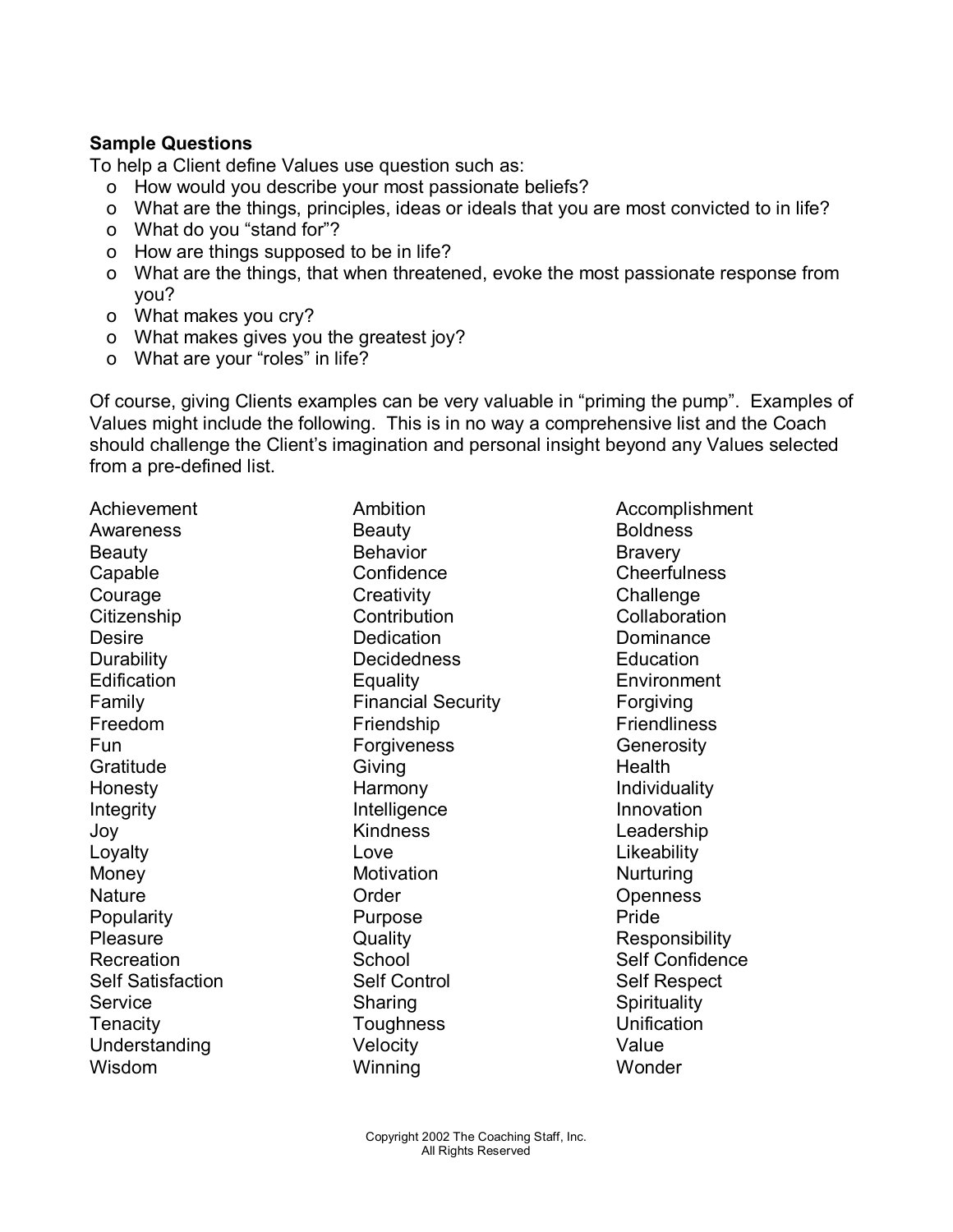**Sample Questions**

To help a Client define Values use question such as:

- How would you describe your most passionate beliefs?
- What are the things, principles, ideas or ideals that you are most convicted to in life?
- What do you "stand for"?
- How are things supposed to be in life?
- What are the things, that when threatened, evoke the most passionate response from you?
- What makes you cry?
- What makes gives you the greatest joy?
- What are your "roles" in life?

Of course, giving Clients examples can be very valuable in "priming the pump". Examples of Values might include the following. This is in no way a comprehensive list and the Coach should challenge the Client's imagination and personal insight beyond any Values selected from a pre-defined list.

| | | |
|---|---|---|
| Achievement | Ambition | Accomplishment |
| Awareness | Beauty | Boldness |
| Beauty | Behavior | Bravery |
| Capable | Confidence | Cheerfulness |
| Courage | Creativity | Challenge |
| Citizenship | Contribution | Collaboration |
| Desire | Dedication | Dominance |
| Durability | Decidedness | Education |
| Edification | Equality | Environment |
| Family | Financial Security | Forgiving |
| Freedom | Friendship | Friendliness |
| Fun | Forgiveness | Generosity |
| Gratitude | Giving | Health |
| Honesty | Harmony | Individuality |
| Integrity | Intelligence | Innovation |
| Joy | Kindness | Leadership |
| Loyalty | Love | Likeability |
| Money | Motivation | Nurturing |
| Nature | Order | Openness |
| Popularity | Purpose | Pride |
| Pleasure | Quality | Responsibility |
| Recreation | School | Self Confidence |
| Self Satisfaction | Self Control | Self Respect |
| Service | Sharing | Spirituality |
| Tenacity | Toughness | Unification |
| Understanding | Velocity | Value |
| Wisdom | Winning | Wonder |

Copyright 2002 The Coaching Staff, Inc.
All Rights Reserved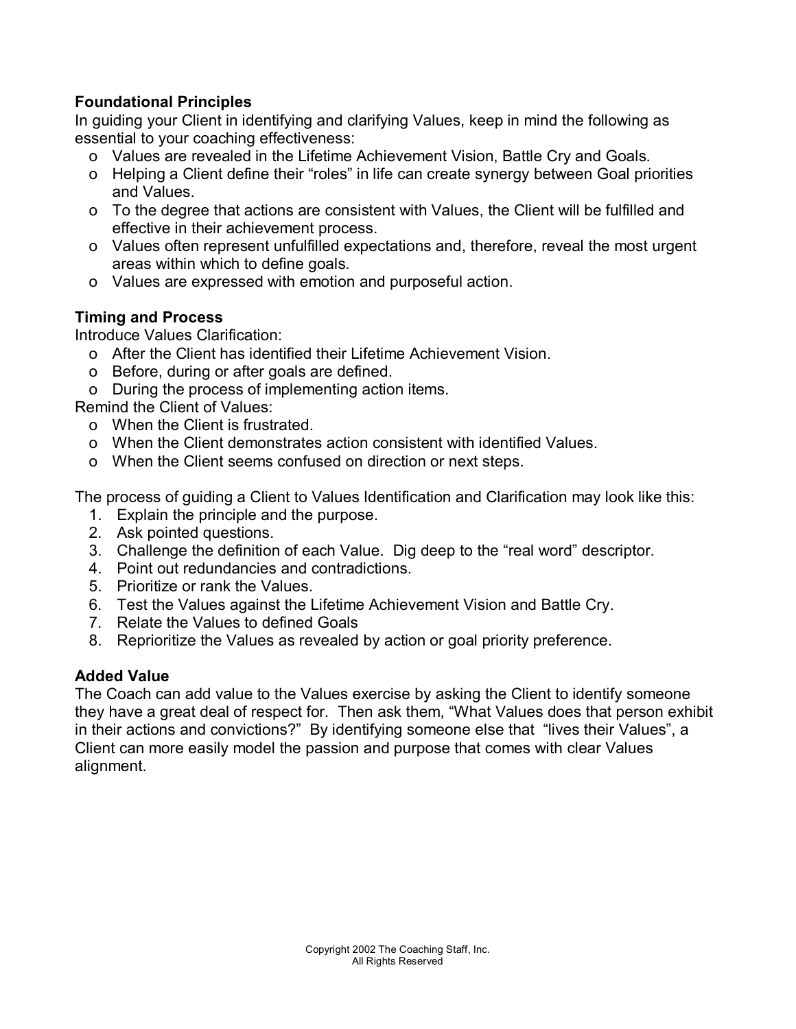**Foundational Principles**

In guiding your Client in identifying and clarifying Values, keep in mind the following as essential to your coaching effectiveness:

- Values are revealed in the Lifetime Achievement Vision, Battle Cry and Goals.
- Helping a Client define their "roles" in life can create synergy between Goal priorities and Values.
- To the degree that actions are consistent with Values, the Client will be fulfilled and effective in their achievement process.
- Values often represent unfulfilled expectations and, therefore, reveal the most urgent areas within which to define goals.
- Values are expressed with emotion and purposeful action.

**Timing and Process**

Introduce Values Clarification:

- After the Client has identified their Lifetime Achievement Vision.
- Before, during or after goals are defined.
- During the process of implementing action items.

Remind the Client of Values:

- When the Client is frustrated.
- When the Client demonstrates action consistent with identified Values.
- When the Client seems confused on direction or next steps.

The process of guiding a Client to Values Identification and Clarification may look like this:

1. Explain the principle and the purpose.
2. Ask pointed questions.
3. Challenge the definition of each Value. Dig deep to the "real word" descriptor.
4. Point out redundancies and contradictions.
5. Prioritize or rank the Values.
6. Test the Values against the Lifetime Achievement Vision and Battle Cry.
7. Relate the Values to defined Goals
8. Reprioritize the Values as revealed by action or goal priority preference.

**Added Value**

The Coach can add value to the Values exercise by asking the Client to identify someone they have a great deal of respect for. Then ask them, "What Values does that person exhibit in their actions and convictions?" By identifying someone else that "lives their Values", a Client can more easily model the passion and purpose that comes with clear Values alignment.

Copyright 2002 The Coaching Staff, Inc.
All Rights Reserved